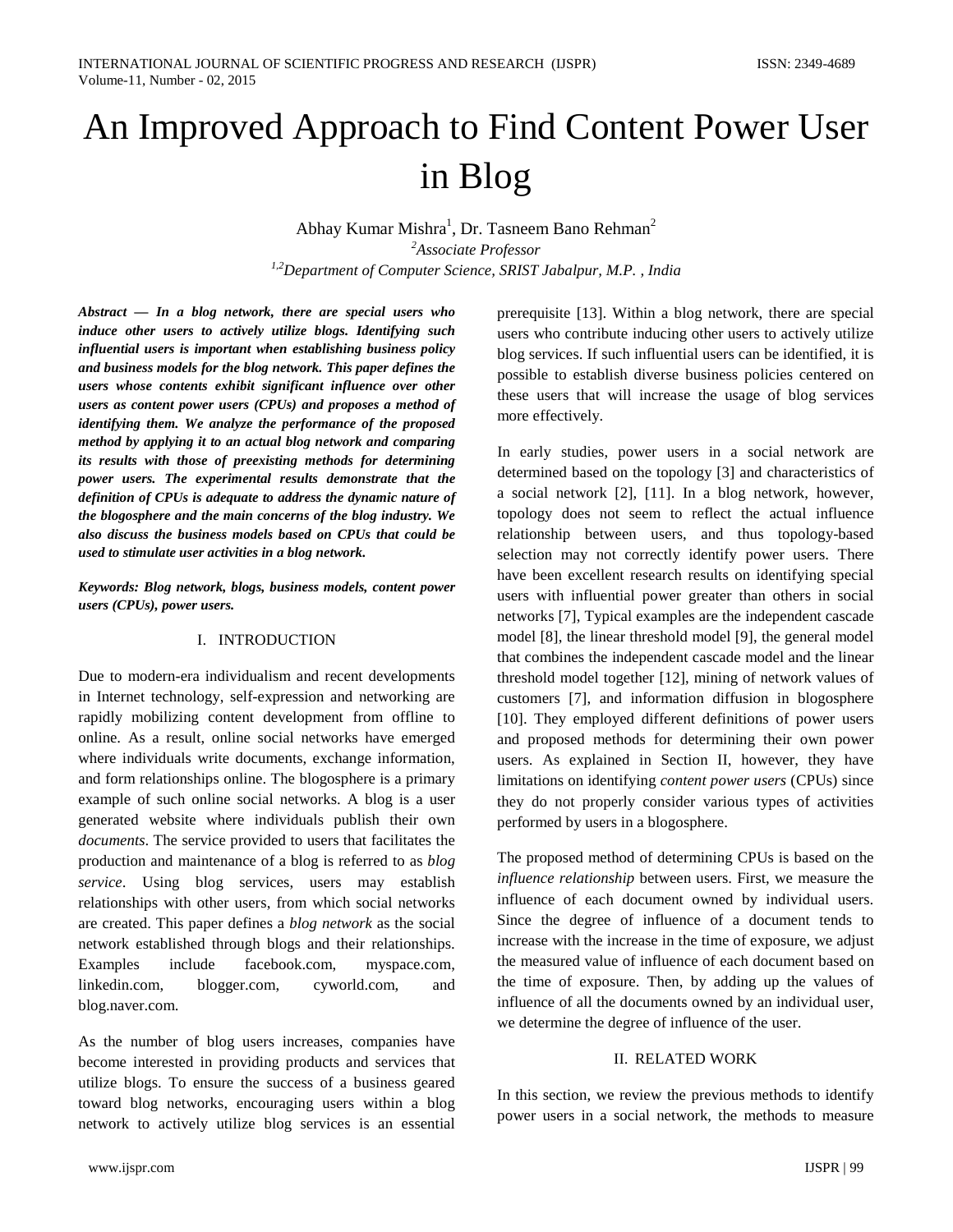# An Improved Approach to Find Content Power User in Blog

Abhay Kumar Mishra[1], Dr. Tasneem Bano Rehman[2]

[2]*Associate Professor*

[1,2]*Department of Computer Science, SRIST Jabalpur, M.P. , India*

***Abstract — In a blog network, there are special users who induce other users to actively utilize blogs. Identifying such influential users is important when establishing business policy and business models for the blog network. This paper defines the users whose contents exhibit significant influence over other users as content power users (CPUs) and proposes a method of identifying them. We analyze the performance of the proposed method by applying it to an actual blog network and comparing its results with those of preexisting methods for determining power users. The experimental results demonstrate that the definition of CPUs is adequate to address the dynamic nature of the blogosphere and the main concerns of the blog industry. We also discuss the business models based on CPUs that could be used to stimulate user activities in a blog network.***

***Keywords: Blog network, blogs, business models, content power users (CPUs), power users.***

## I. INTRODUCTION

Due to modern-era individualism and recent developments in Internet technology, self-expression and networking are rapidly mobilizing content development from offline to online. As a result, online social networks have emerged where individuals write documents, exchange information, and form relationships online. The blogosphere is a primary example of such online social networks. A blog is a user generated website where individuals publish their own *documents*. The service provided to users that facilitates the production and maintenance of a blog is referred to as *blog service*. Using blog services, users may establish relationships with other users, from which social networks are created. This paper defines a *blog network* as the social network established through blogs and their relationships. Examples include facebook.com, myspace.com, linkedin.com, blogger.com, cyworld.com, and blog.naver.com.

As the number of blog users increases, companies have become interested in providing products and services that utilize blogs. To ensure the success of a business geared toward blog networks, encouraging users within a blog network to actively utilize blog services is an essential prerequisite [13]. Within a blog network, there are special users who contribute inducing other users to actively utilize blog services. If such influential users can be identified, it is possible to establish diverse business policies centered on these users that will increase the usage of blog services more effectively.

In early studies, power users in a social network are determined based on the topology [3] and characteristics of a social network [2], [11]. In a blog network, however, topology does not seem to reflect the actual influence relationship between users, and thus topology-based selection may not correctly identify power users. There have been excellent research results on identifying special users with influential power greater than others in social networks [7], Typical examples are the independent cascade model [8], the linear threshold model [9], the general model that combines the independent cascade model and the linear threshold model together [12], mining of network values of customers [7], and information diffusion in blogosphere [10]. They employed different definitions of power users and proposed methods for determining their own power users. As explained in Section II, however, they have limitations on identifying *content power users* (CPUs) since they do not properly consider various types of activities performed by users in a blogosphere.

The proposed method of determining CPUs is based on the *influence relationship* between users. First, we measure the influence of each document owned by individual users. Since the degree of influence of a document tends to increase with the increase in the time of exposure, we adjust the measured value of influence of each document based on the time of exposure. Then, by adding up the values of influence of all the documents owned by an individual user, we determine the degree of influence of the user.

## II. RELATED WORK

In this section, we review the previous methods to identify power users in a social network, the methods to measure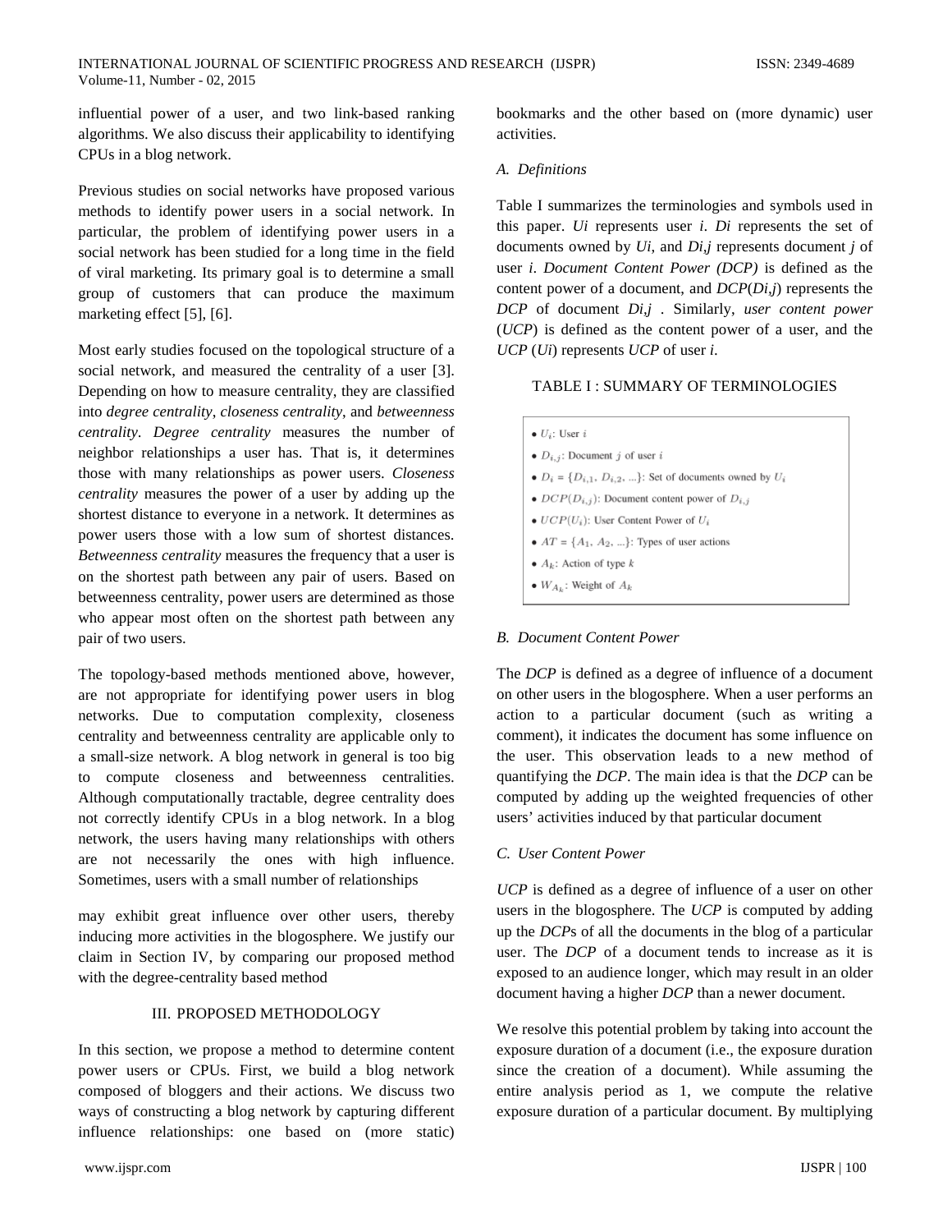influential power of a user, and two link-based ranking algorithms. We also discuss their applicability to identifying CPUs in a blog network.

Previous studies on social networks have proposed various methods to identify power users in a social network. In particular, the problem of identifying power users in a social network has been studied for a long time in the field of viral marketing. Its primary goal is to determine a small group of customers that can produce the maximum marketing effect [5], [6].

Most early studies focused on the topological structure of a social network, and measured the centrality of a user [3]. Depending on how to measure centrality, they are classified into *degree centrality*, *closeness centrality*, and *betweenness centrality*. *Degree centrality* measures the number of neighbor relationships a user has. That is, it determines those with many relationships as power users. *Closeness centrality* measures the power of a user by adding up the shortest distance to everyone in a network. It determines as power users those with a low sum of shortest distances. *Betweenness centrality* measures the frequency that a user is on the shortest path between any pair of users. Based on betweenness centrality, power users are determined as those who appear most often on the shortest path between any pair of two users.

The topology-based methods mentioned above, however, are not appropriate for identifying power users in blog networks. Due to computation complexity, closeness centrality and betweenness centrality are applicable only to a small-size network. A blog network in general is too big to compute closeness and betweenness centralities. Although computationally tractable, degree centrality does not correctly identify CPUs in a blog network. In a blog network, the users having many relationships with others are not necessarily the ones with high influence. Sometimes, users with a small number of relationships may exhibit great influence over other users, thereby inducing more activities in the blogosphere. We justify our claim in Section IV, by comparing our proposed method with the degree-centrality based method

## III. PROPOSED METHODOLOGY

In this section, we propose a method to determine content power users or CPUs. First, we build a blog network composed of bloggers and their actions. We discuss two ways of constructing a blog network by capturing different influence relationships: one based on (more static) bookmarks and the other based on (more dynamic) user activities.

### A. Definitions

Table I summarizes the terminologies and symbols used in this paper. *Ui* represents user *i*. *Di* represents the set of documents owned by *Ui*, and *Di,j* represents document *j* of user *i*. *Document Content Power (DCP)* is defined as the content power of a document, and *DCP*(*Di,j*) represents the *DCP* of document *Di,j* . Similarly, *user content power* (*UCP*) is defined as the content power of a user, and the *UCP* (*Ui*) represents *UCP* of user *i*.

TABLE I : SUMMARY OF TERMINOLOGIES

- $U_i$: User $i$
- $D_{i,j}$: Document $j$ of user $i$
- $D_i = \{D_{i,1}, D_{i,2}, ...\}$: Set of documents owned by $U_i$
- $DCP(D_{i,j})$: Document content power of $D_{i,j}$
- $UCP(U_i)$: User Content Power of $U_i$
- $AT = \{A_1, A_2, ...\}$: Types of user actions
- $A_k$: Action of type $k$
- $W_{A_k}$: Weight of $A_k$

### B. Document Content Power

The *DCP* is defined as a degree of influence of a document on other users in the blogosphere. When a user performs an action to a particular document (such as writing a comment), it indicates the document has some influence on the user. This observation leads to a new method of quantifying the *DCP*. The main idea is that the *DCP* can be computed by adding up the weighted frequencies of other users' activities induced by that particular document

### C. User Content Power

*UCP* is defined as a degree of influence of a user on other users in the blogosphere. The *UCP* is computed by adding up the *DCP*s of all the documents in the blog of a particular user. The *DCP* of a document tends to increase as it is exposed to an audience longer, which may result in an older document having a higher *DCP* than a newer document.

We resolve this potential problem by taking into account the exposure duration of a document (i.e., the exposure duration since the creation of a document). While assuming the entire analysis period as 1, we compute the relative exposure duration of a particular document. By multiplying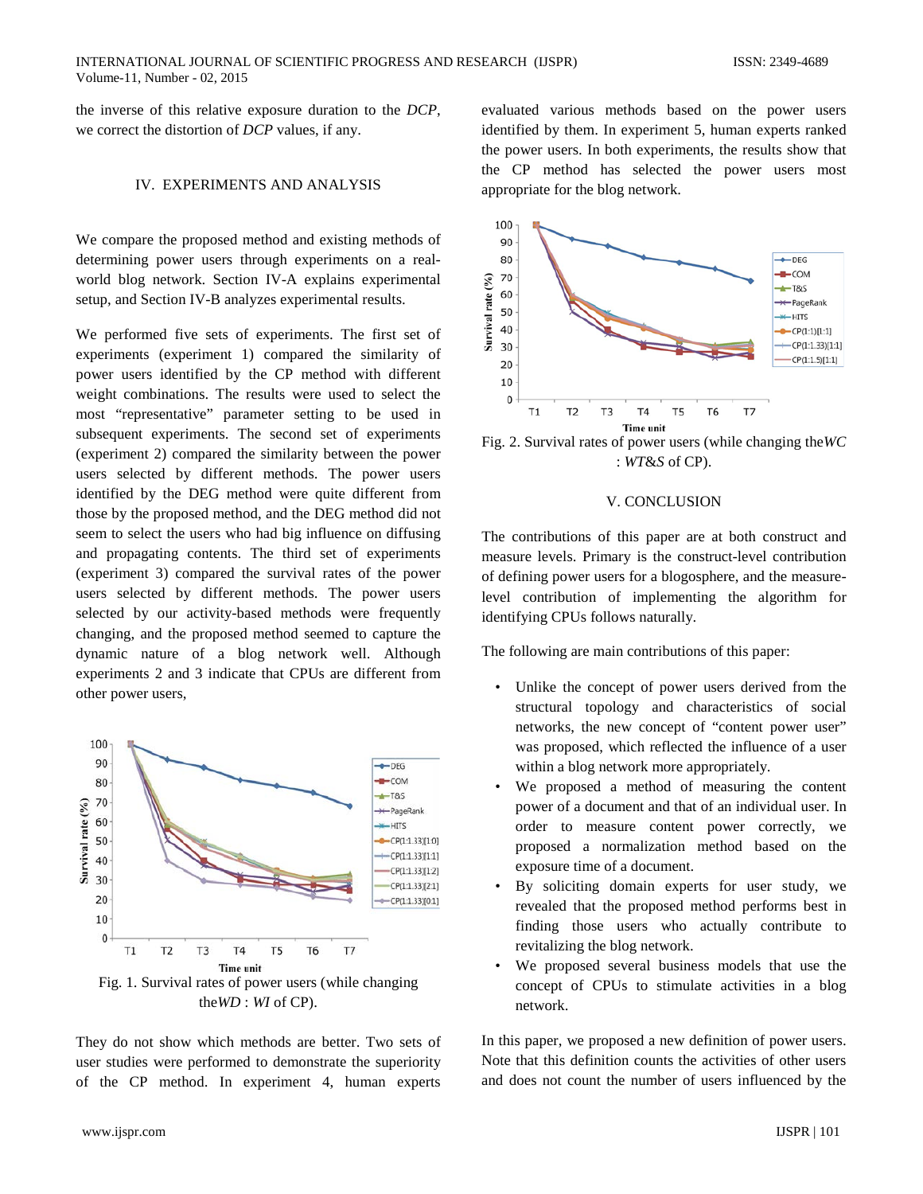the inverse of this relative exposure duration to the *DCP*, we correct the distortion of *DCP* values, if any.

## IV. EXPERIMENTS AND ANALYSIS

We compare the proposed method and existing methods of determining power users through experiments on a real-world blog network. Section IV-A explains experimental setup, and Section IV-B analyzes experimental results.

We performed five sets of experiments. The first set of experiments (experiment 1) compared the similarity of power users identified by the CP method with different weight combinations. The results were used to select the most "representative" parameter setting to be used in subsequent experiments. The second set of experiments (experiment 2) compared the similarity between the power users selected by different methods. The power users identified by the DEG method were quite different from those by the proposed method, and the DEG method did not seem to select the users who had big influence on diffusing and propagating contents. The third set of experiments (experiment 3) compared the survival rates of the power users selected by different methods. The power users selected by our activity-based methods were frequently changing, and the proposed method seemed to capture the dynamic nature of a blog network well. Although experiments 2 and 3 indicate that CPUs are different from other power users,

Fig. 1. Survival rates of power users (while changing the *WD* : *WI* of CP).

They do not show which methods are better. Two sets of user studies were performed to demonstrate the superiority of the CP method. In experiment 4, human experts evaluated various methods based on the power users identified by them. In experiment 5, human experts ranked the power users. In both experiments, the results show that the CP method has selected the power users most appropriate for the blog network.

Fig. 2. Survival rates of power users (while changing the *WC* : *WT&S* of CP).

## V. CONCLUSION

The contributions of this paper are at both construct and measure levels. Primary is the construct-level contribution of defining power users for a blogosphere, and the measure-level contribution of implementing the algorithm for identifying CPUs follows naturally.

The following are main contributions of this paper:

- Unlike the concept of power users derived from the structural topology and characteristics of social networks, the new concept of "content power user" was proposed, which reflected the influence of a user within a blog network more appropriately.
- We proposed a method of measuring the content power of a document and that of an individual user. In order to measure content power correctly, we proposed a normalization method based on the exposure time of a document.
- By soliciting domain experts for user study, we revealed that the proposed method performs best in finding those users who actually contribute to revitalizing the blog network.
- We proposed several business models that use the concept of CPUs to stimulate activities in a blog network.

In this paper, we proposed a new definition of power users. Note that this definition counts the activities of other users and does not count the number of users influenced by the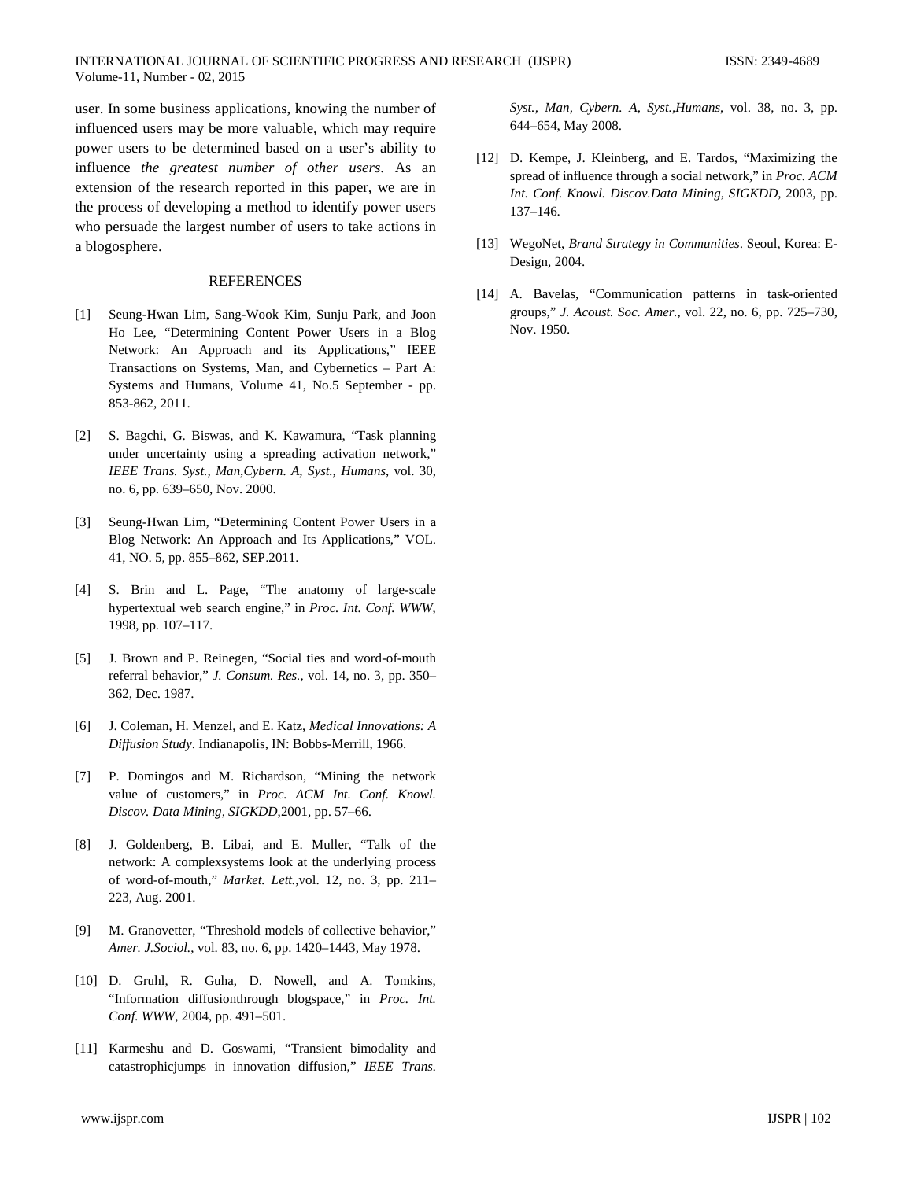user. In some business applications, knowing the number of influenced users may be more valuable, which may require power users to be determined based on a user's ability to influence *the greatest number of other users*. As an extension of the research reported in this paper, we are in the process of developing a method to identify power users who persuade the largest number of users to take actions in a blogosphere.

## REFERENCES

[1] Seung-Hwan Lim, Sang-Wook Kim, Sunju Park, and Joon Ho Lee, "Determining Content Power Users in a Blog Network: An Approach and its Applications," IEEE Transactions on Systems, Man, and Cybernetics – Part A: Systems and Humans, Volume 41, No.5 September - pp. 853-862, 2011.

[2] S. Bagchi, G. Biswas, and K. Kawamura, "Task planning under uncertainty using a spreading activation network," *IEEE Trans. Syst., Man,Cybern. A, Syst., Humans*, vol. 30, no. 6, pp. 639–650, Nov. 2000.

[3] Seung-Hwan Lim, "Determining Content Power Users in a Blog Network: An Approach and Its Applications," VOL. 41, NO. 5, pp. 855–862, SEP.2011.

[4] S. Brin and L. Page, "The anatomy of large-scale hypertextual web search engine," in *Proc. Int. Conf. WWW*, 1998, pp. 107–117.

[5] J. Brown and P. Reinegen, "Social ties and word-of-mouth referral behavior," *J. Consum. Res.*, vol. 14, no. 3, pp. 350–362, Dec. 1987.

[6] J. Coleman, H. Menzel, and E. Katz, *Medical Innovations: A Diffusion Study*. Indianapolis, IN: Bobbs-Merrill, 1966.

[7] P. Domingos and M. Richardson, "Mining the network value of customers," in *Proc. ACM Int. Conf. Knowl. Discov. Data Mining, SIGKDD*,2001, pp. 57–66.

[8] J. Goldenberg, B. Libai, and E. Muller, "Talk of the network: A complexsystems look at the underlying process of word-of-mouth," *Market. Lett.*,vol. 12, no. 3, pp. 211–223, Aug. 2001.

[9] M. Granovetter, "Threshold models of collective behavior," *Amer. J.Sociol.*, vol. 83, no. 6, pp. 1420–1443, May 1978.

[10] D. Gruhl, R. Guha, D. Nowell, and A. Tomkins, "Information diffusionthrough blogspace," in *Proc. Int. Conf. WWW*, 2004, pp. 491–501.

[11] Karmeshu and D. Goswami, "Transient bimodality and catastrophicjumps in innovation diffusion," *IEEE Trans. Syst., Man, Cybern. A, Syst.,Humans*, vol. 38, no. 3, pp. 644–654, May 2008.

[12] D. Kempe, J. Kleinberg, and E. Tardos, "Maximizing the spread of influence through a social network," in *Proc. ACM Int. Conf. Knowl. Discov.Data Mining, SIGKDD*, 2003, pp. 137–146.

[13] WegoNet, *Brand Strategy in Communities*. Seoul, Korea: E-Design, 2004.

[14] A. Bavelas, "Communication patterns in task-oriented groups," *J. Acoust. Soc. Amer.*, vol. 22, no. 6, pp. 725–730, Nov. 1950.